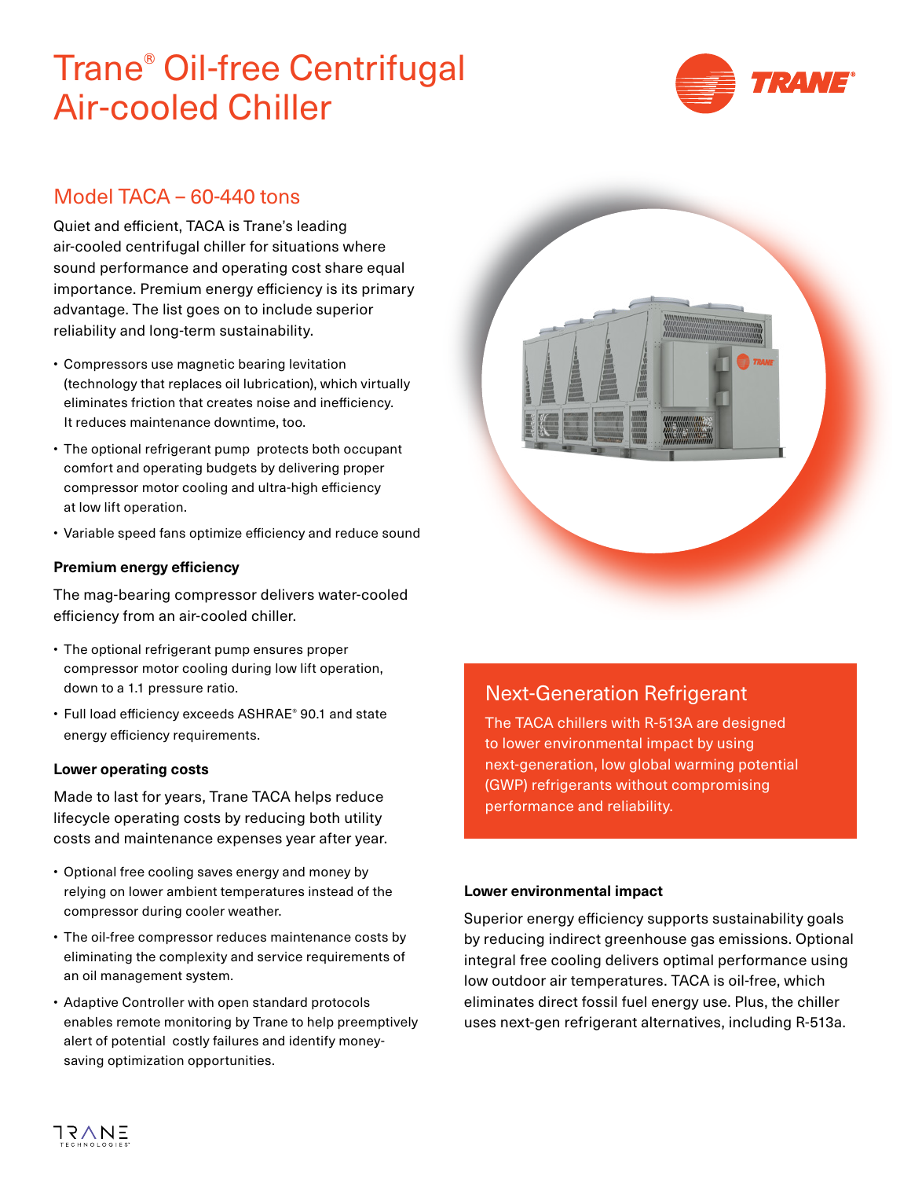# Trane® Oil-free Centrifugal Air-cooled Chiller

## Model TACA – 60-440 tons

Quiet and efficient, TACA is Trane's leading air-cooled centrifugal chiller for situations where sound performance and operating cost share equal importance. Premium energy efficiency is its primary advantage. The list goes on to include superior reliability and long-term sustainability.

- Compressors use magnetic bearing levitation (technology that replaces oil lubrication), which virtually eliminates friction that creates noise and inefficiency. It reduces maintenance downtime, too.
- The optional refrigerant pump protects both occupant comfort and operating budgets by delivering proper compressor motor cooling and ultra-high efficiency at low lift operation.
- Variable speed fans optimize efficiency and reduce sound

**Premium energy efficiency**

The mag-bearing compressor delivers water-cooled efficiency from an air-cooled chiller.

- The optional refrigerant pump ensures proper compressor motor cooling during low lift operation, down to a 1.1 pressure ratio.
- Full load efficiency exceeds ASHRAE® 90.1 and state energy efficiency requirements.

**Lower operating costs**

Made to last for years, Trane TACA helps reduce lifecycle operating costs by reducing both utility costs and maintenance expenses year after year.

- Optional free cooling saves energy and money by relying on lower ambient temperatures instead of the compressor during cooler weather.
- The oil-free compressor reduces maintenance costs by eliminating the complexity and service requirements of an oil management system.
- Adaptive Controller with open standard protocols enables remote monitoring by Trane to help preemptively alert of potential costly failures and identify money-saving optimization opportunities.

## Next-Generation Refrigerant

The TACA chillers with R-513A are designed to lower environmental impact by using next-generation, low global warming potential (GWP) refrigerants without compromising performance and reliability.

**Lower environmental impact**

Superior energy efficiency supports sustainability goals by reducing indirect greenhouse gas emissions. Optional integral free cooling delivers optimal performance using low outdoor air temperatures. TACA is oil-free, which eliminates direct fossil fuel energy use. Plus, the chiller uses next-gen refrigerant alternatives, including R-513a.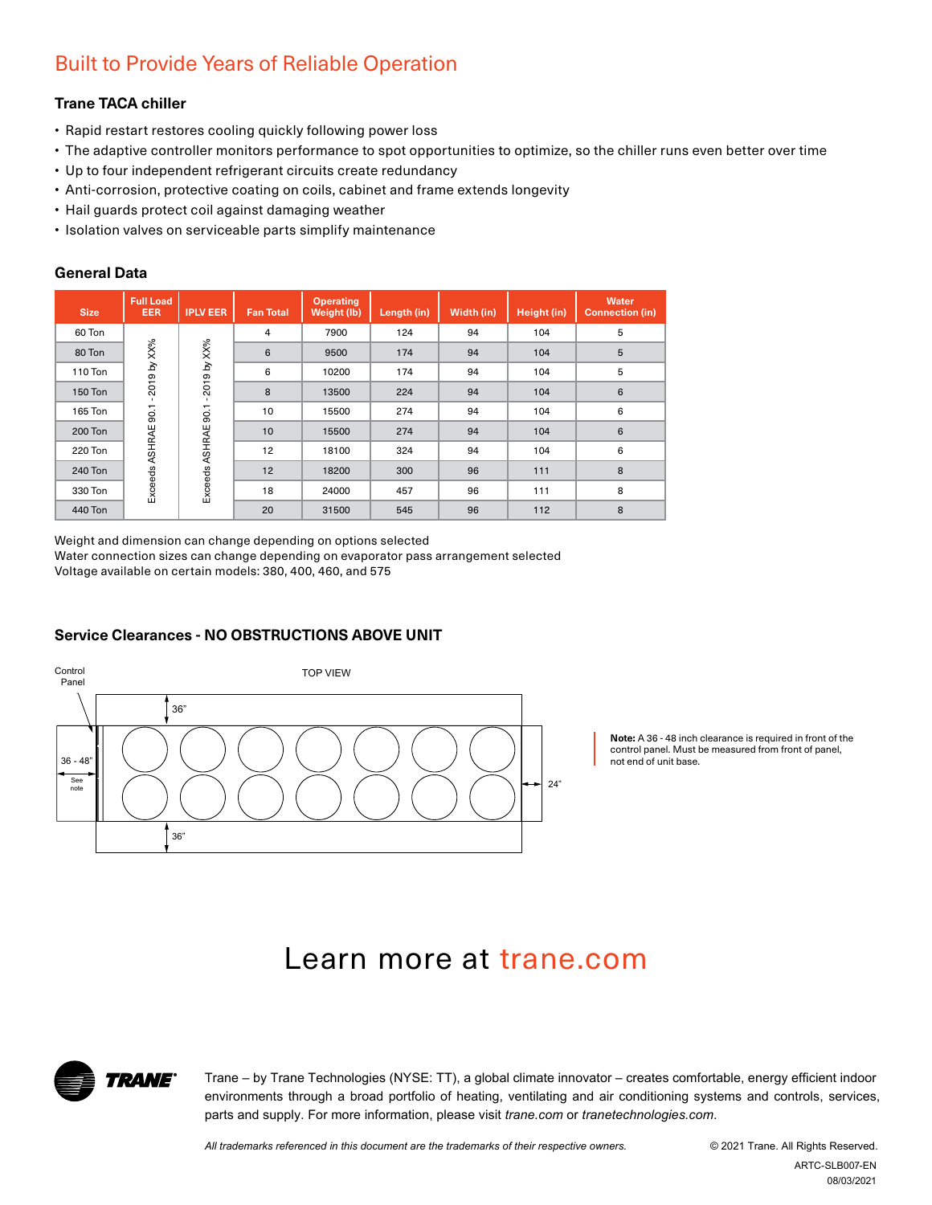# Built to Provide Years of Reliable Operation

### Trane TACA chiller

- Rapid restart restores cooling quickly following power loss
- The adaptive controller monitors performance to spot opportunities to optimize, so the chiller runs even better over time
- Up to four independent refrigerant circuits create redundancy
- Anti-corrosion, protective coating on coils, cabinet and frame extends longevity
- Hail guards protect coil against damaging weather
- Isolation valves on serviceable parts simplify maintenance

### General Data

| Size | Full Load EER | IPLV EER | Fan Total | Operating Weight (lb) | Length (in) | Width (in) | Height (in) | Water Connection (in) |
|---|---|---|---|---|---|---|---|---|
| 60 Ton | Exceeds ASHRAE 90.1 - 2019 by XX% | Exceeds ASHRAE 90.1 - 2019 by XX% | 4 | 7900 | 124 | 94 | 104 | 5 |
| 80 Ton | | | 6 | 9500 | 174 | 94 | 104 | 5 |
| 110 Ton | | | 6 | 10200 | 174 | 94 | 104 | 5 |
| 150 Ton | | | 8 | 13500 | 224 | 94 | 104 | 6 |
| 165 Ton | | | 10 | 15500 | 274 | 94 | 104 | 6 |
| 200 Ton | | | 10 | 15500 | 274 | 94 | 104 | 6 |
| 220 Ton | | | 12 | 18100 | 324 | 94 | 104 | 6 |
| 240 Ton | | | 12 | 18200 | 300 | 96 | 111 | 8 |
| 330 Ton | | | 18 | 24000 | 457 | 96 | 111 | 8 |
| 440 Ton | | | 20 | 31500 | 545 | 96 | 112 | 8 |

Weight and dimension can change depending on options selected
Water connection sizes can change depending on evaporator pass arrangement selected
Voltage available on certain models: 380, 400, 460, and 575

### Service Clearances - NO OBSTRUCTIONS ABOVE UNIT

Control Panel

TOP VIEW

36"

36 - 48"

See note

24"

36"

**Note:** A 36 - 48 inch clearance is required in front of the control panel. Must be measured from front of panel, not end of unit base.

# Learn more at trane.com

Trane – by Trane Technologies (NYSE: TT), a global climate innovator – creates comfortable, energy efficient indoor environments through a broad portfolio of heating, ventilating and air conditioning systems and controls, services, parts and supply. For more information, please visit *trane.com* or *tranetechnologies.com*.

*All trademarks referenced in this document are the trademarks of their respective owners.*

© 2021 Trane. All Rights Reserved.

ARTC-SLB007-EN
08/03/2021